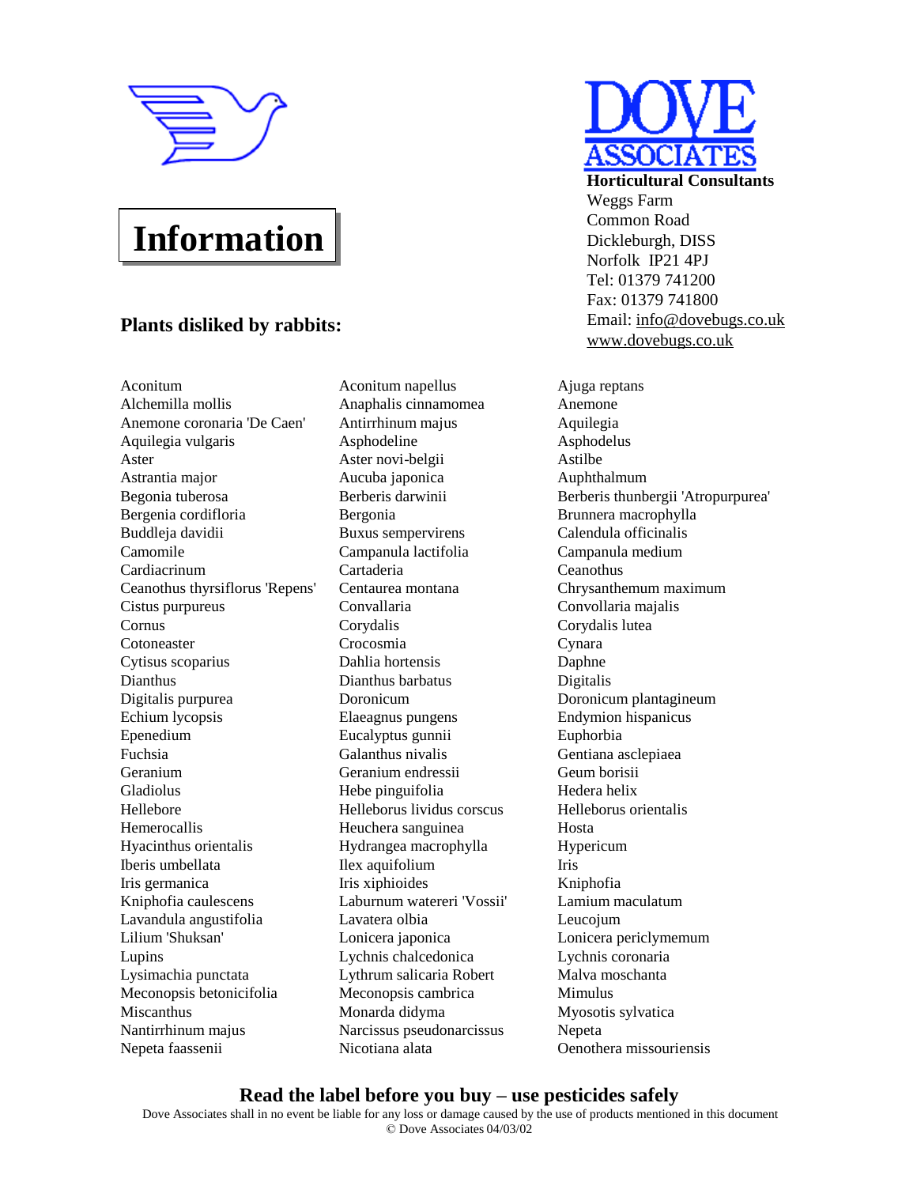# Information

**Horticultural Consultants**
Weggs Farm
Common Road
Dickleburgh, DISS
Norfolk IP21 4PJ
Tel: 01379 741200
Fax: 01379 741800
Email: info@dovebugs.co.uk
www.dovebugs.co.uk

## Plants disliked by rabbits:

Aconitum
Alchemilla mollis
Anemone coronaria 'De Caen'
Aquilegia vulgaris
Aster
Astrantia major
Begonia tuberosa
Bergenia cordifloria
Buddleja davidii
Camomile
Cardiacrinum
Ceanothus thyrsiflorus 'Repens'
Cistus purpureus
Cornus
Cotoneaster
Cytisus scoparius
Dianthus
Digitalis purpurea
Echium lycopsis
Epenedium
Fuchsia
Geranium
Gladiolus
Hellebore
Hemerocallis
Hyacinthus orientalis
Iberis umbellata
Iris germanica
Kniphofia caulescens
Lavandula angustifolia
Lilium 'Shuksan'
Lupins
Lysimachia punctata
Meconopsis betonicifolia
Miscanthus
Nantirrhinum majus
Nepeta faassenii
Aconitum napellus
Anaphalis cinnamomea
Antirrhinum majus
Asphodeline
Aster novi-belgii
Aucuba japonica
Berberis darwinii
Bergonia
Buxus sempervirens
Campanula lactifolia
Cartaderia
Centaurea montana
Convallaria
Corydalis
Crocosmia
Dahlia hortensis
Dianthus barbatus
Doronicum
Elaeagnus pungens
Eucalyptus gunnii
Galanthus nivalis
Geranium endressii
Hebe pinguifolia
Helleborus lividus corscus
Heuchera sanguinea
Hydrangea macrophylla
Ilex aquifolium
Iris xiphioides
Laburnum watereri 'Vossii'
Lavatera olbia
Lonicera japonica
Lychnis chalcedonica
Lythrum salicaria Robert
Meconopsis cambrica
Monarda didyma
Narcissus pseudonarcissus
Nicotiana alata
Ajuga reptans
Anemone
Aquilegia
Asphodelus
Astilbe
Auphthalmum
Berberis thunbergii 'Atropurpurea'
Brunnera macrophylla
Calendula officinalis
Campanula medium
Ceanothus
Chrysanthemum maximum
Convollaria majalis
Corydalis lutea
Cynara
Daphne
Digitalis
Doronicum plantagineum
Endymion hispanicus
Euphorbia
Gentiana asclepiaea
Geum borisii
Hedera helix
Helleborus orientalis
Hosta
Hypericum
Iris
Kniphofia
Lamium maculatum
Leucojum
Lonicera periclymemum
Lychnis coronaria
Malva moschanta
Mimulus
Myosotis sylvatica
Nepeta
Oenothera missouriensis

**Read the label before you buy – use pesticides safely**

Dove Associates shall in no event be liable for any loss or damage caused by the use of products mentioned in this document
© Dove Associates 04/03/02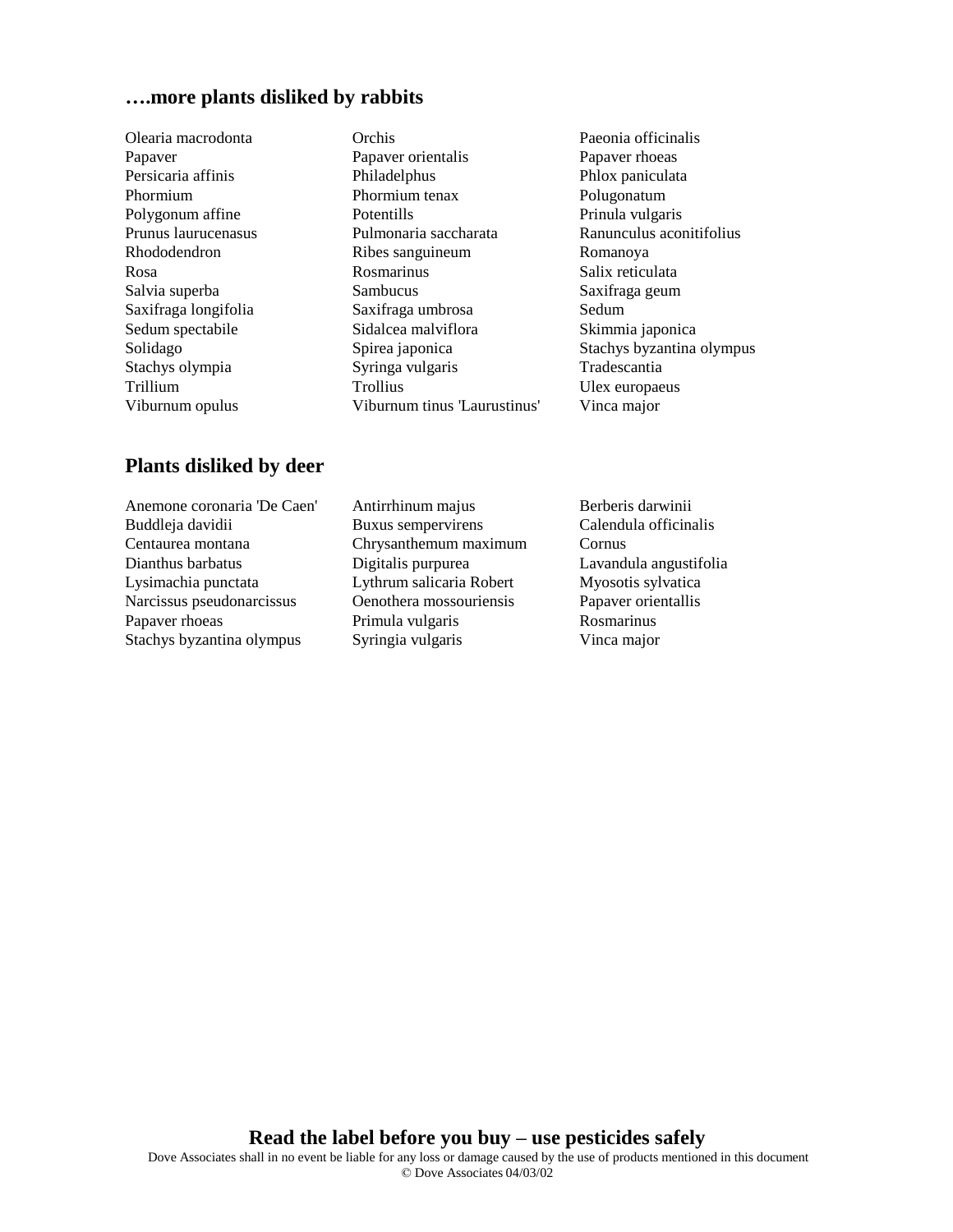## ….more plants disliked by rabbits

| | | |
|---|---|---|
| Olearia macrodonta | Orchis | Paeonia officinalis |
| Papaver | Papaver orientalis | Papaver rhoeas |
| Persicaria affinis | Philadelphus | Phlox paniculata |
| Phormium | Phormium tenax | Polugonatum |
| Polygonum affine | Potentills | Prinula vulgaris |
| Prunus laurucenasus | Pulmonaria saccharata | Ranunculus aconitifolius |
| Rhododendron | Ribes sanguineum | Romanoya |
| Rosa | Rosmarinus | Salix reticulata |
| Salvia superba | Sambucus | Saxifraga geum |
| Saxifraga longifolia | Saxifraga umbrosa | Sedum |
| Sedum spectabile | Sidalcea malviflora | Skimmia japonica |
| Solidago | Spirea japonica | Stachys byzantina olympus |
| Stachys olympia | Syringa vulgaris | Tradescantia |
| Trillium | Trollius | Ulex europaeus |
| Viburnum opulus | Viburnum tinus 'Laurustinus' | Vinca major |

## Plants disliked by deer

| | | |
|---|---|---|
| Anemone coronaria 'De Caen' | Antirrhinum majus | Berberis darwinii |
| Buddleja davidii | Buxus sempervirens | Calendula officinalis |
| Centaurea montana | Chrysanthemum maximum | Cornus |
| Dianthus barbatus | Digitalis purpurea | Lavandula angustifolia |
| Lysimachia punctata | Lythrum salicaria Robert | Myosotis sylvatica |
| Narcissus pseudonarcissus | Oenothera mossouriensis | Papaver orientallis |
| Papaver rhoeas | Primula vulgaris | Rosmarinus |
| Stachys byzantina olympus | Syringia vulgaris | Vinca major |

**Read the label before you buy – use pesticides safely**

Dove Associates shall in no event be liable for any loss or damage caused by the use of products mentioned in this document

© Dove Associates 04/03/02